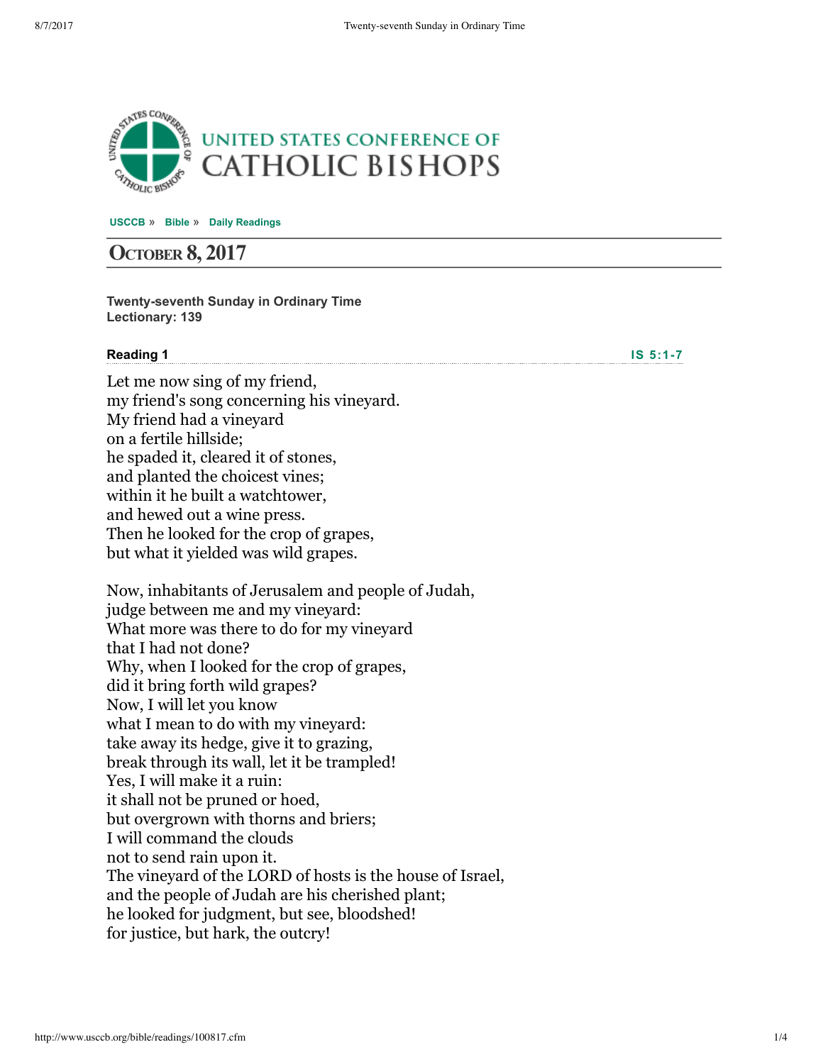UNITED STATES CONFERENCE OF CATHOLIC BISHOPS

USCCB » Bible » Daily Readings

# October 8, 2017

**Twenty-seventh Sunday in Ordinary Time**
**Lectionary: 139**

### Reading 1 — IS 5:1-7

Let me now sing of my friend,
my friend's song concerning his vineyard.
My friend had a vineyard
on a fertile hillside;
he spaded it, cleared it of stones,
and planted the choicest vines;
within it he built a watchtower,
and hewed out a wine press.
Then he looked for the crop of grapes,
but what it yielded was wild grapes.

Now, inhabitants of Jerusalem and people of Judah,
judge between me and my vineyard:
What more was there to do for my vineyard
that I had not done?
Why, when I looked for the crop of grapes,
did it bring forth wild grapes?
Now, I will let you know
what I mean to do with my vineyard:
take away its hedge, give it to grazing,
break through its wall, let it be trampled!
Yes, I will make it a ruin:
it shall not be pruned or hoed,
but overgrown with thorns and briers;
I will command the clouds
not to send rain upon it.
The vineyard of the LORD of hosts is the house of Israel,
and the people of Judah are his cherished plant;
he looked for judgment, but see, bloodshed!
for justice, but hark, the outcry!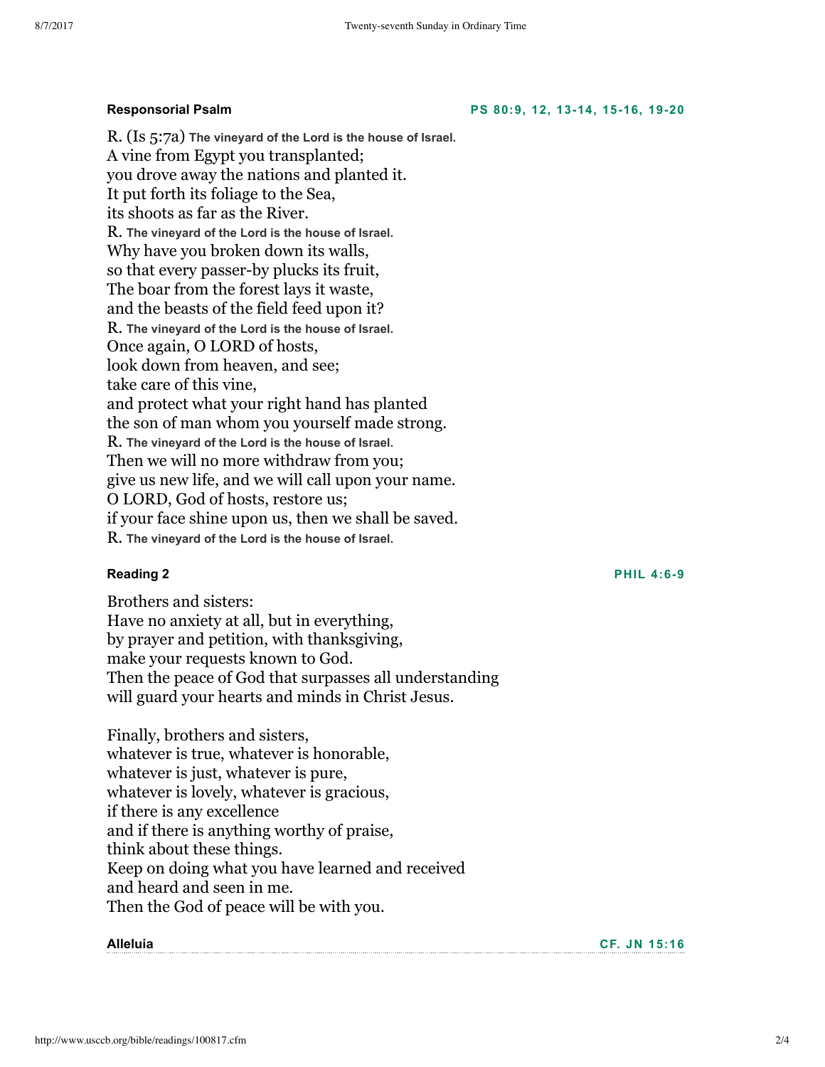**Responsorial Psalm** PS 80:9, 12, 13-14, 15-16, 19-20

R. (Is 5:7a) **The vineyard of the Lord is the house of Israel.**
A vine from Egypt you transplanted;
you drove away the nations and planted it.
It put forth its foliage to the Sea,
its shoots as far as the River.
R. **The vineyard of the Lord is the house of Israel.**
Why have you broken down its walls,
so that every passer-by plucks its fruit,
The boar from the forest lays it waste,
and the beasts of the field feed upon it?
R. **The vineyard of the Lord is the house of Israel.**
Once again, O LORD of hosts,
look down from heaven, and see;
take care of this vine,
and protect what your right hand has planted
the son of man whom you yourself made strong.
R. **The vineyard of the Lord is the house of Israel.**
Then we will no more withdraw from you;
give us new life, and we will call upon your name.
O LORD, God of hosts, restore us;
if your face shine upon us, then we shall be saved.
R. **The vineyard of the Lord is the house of Israel.**

**Reading 2** PHIL 4:6-9

Brothers and sisters:
Have no anxiety at all, but in everything,
by prayer and petition, with thanksgiving,
make your requests known to God.
Then the peace of God that surpasses all understanding
will guard your hearts and minds in Christ Jesus.

Finally, brothers and sisters,
whatever is true, whatever is honorable,
whatever is just, whatever is pure,
whatever is lovely, whatever is gracious,
if there is any excellence
and if there is anything worthy of praise,
think about these things.
Keep on doing what you have learned and received
and heard and seen in me.
Then the God of peace will be with you.

**Alleluia** CF. JN 15:16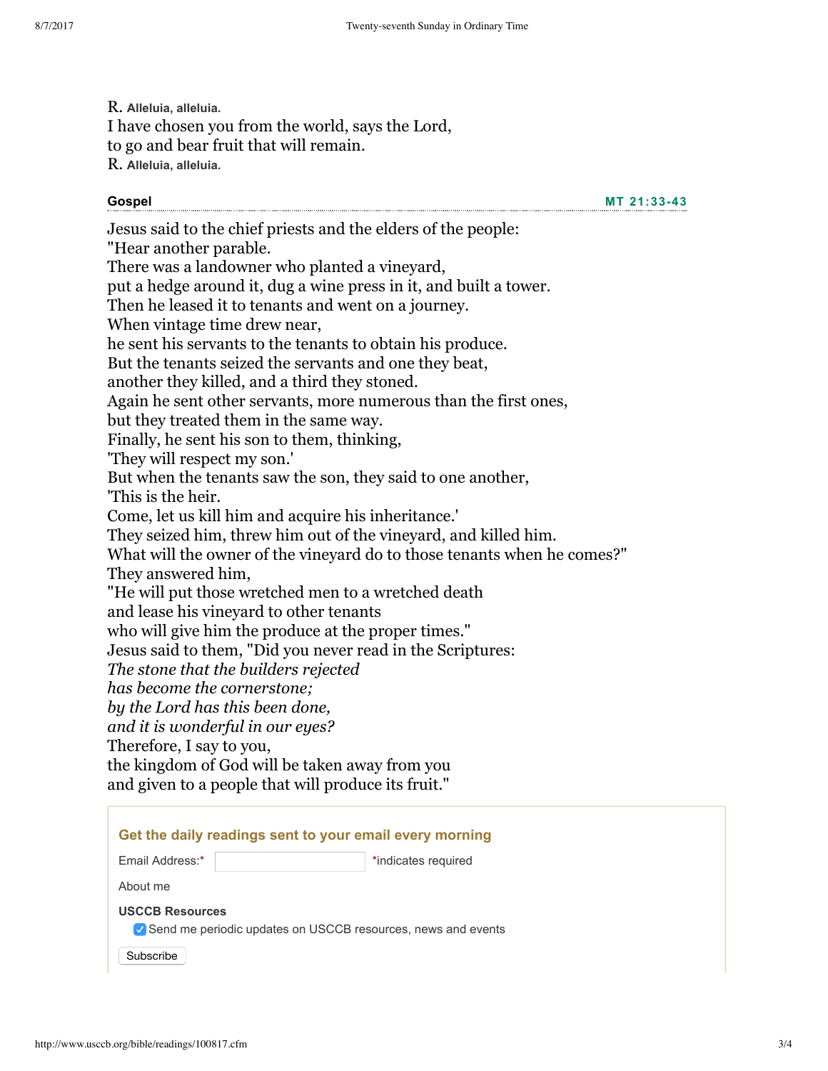R. **Alleluia, alleluia.**  
I have chosen you from the world, says the Lord,  
to go and bear fruit that will remain.  
R. **Alleluia, alleluia.**

**Gospel** MT 21:33-43

Jesus said to the chief priests and the elders of the people:  
"Hear another parable.  
There was a landowner who planted a vineyard,  
put a hedge around it, dug a wine press in it, and built a tower.  
Then he leased it to tenants and went on a journey.  
When vintage time drew near,  
he sent his servants to the tenants to obtain his produce.  
But the tenants seized the servants and one they beat,  
another they killed, and a third they stoned.  
Again he sent other servants, more numerous than the first ones,  
but they treated them in the same way.  
Finally, he sent his son to them, thinking,  
'They will respect my son.'  
But when the tenants saw the son, they said to one another,  
'This is the heir.  
Come, let us kill him and acquire his inheritance.'  
They seized him, threw him out of the vineyard, and killed him.  
What will the owner of the vineyard do to those tenants when he comes?"  
They answered him,  
"He will put those wretched men to a wretched death  
and lease his vineyard to other tenants  
who will give him the produce at the proper times."  
Jesus said to them, "Did you never read in the Scriptures:  
*The stone that the builders rejected*  
*has become the cornerstone;*  
*by the Lord has this been done,*  
*and it is wonderful in our eyes?*  
Therefore, I say to you,  
the kingdom of God will be taken away from you  
and given to a people that will produce its fruit."

**Get the daily readings sent to your email every morning**

Email Address:* *indicates required

About me

**USCCB Resources**

☑ Send me periodic updates on USCCB resources, news and events

Subscribe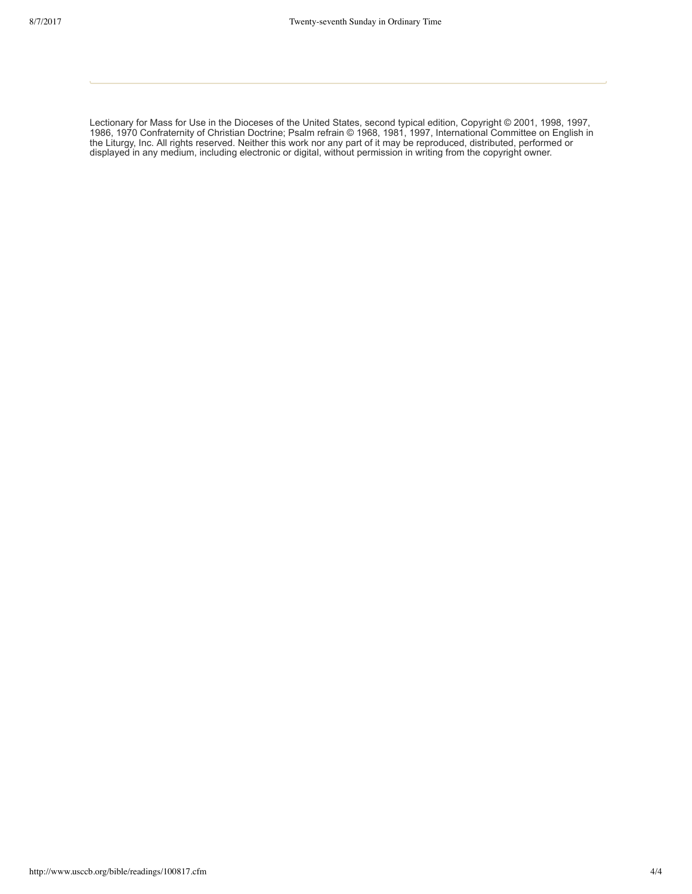Lectionary for Mass for Use in the Dioceses of the United States, second typical edition, Copyright © 2001, 1998, 1997, 1986, 1970 Confraternity of Christian Doctrine; Psalm refrain © 1968, 1981, 1997, International Committee on English in the Liturgy, Inc. All rights reserved. Neither this work nor any part of it may be reproduced, distributed, performed or displayed in any medium, including electronic or digital, without permission in writing from the copyright owner.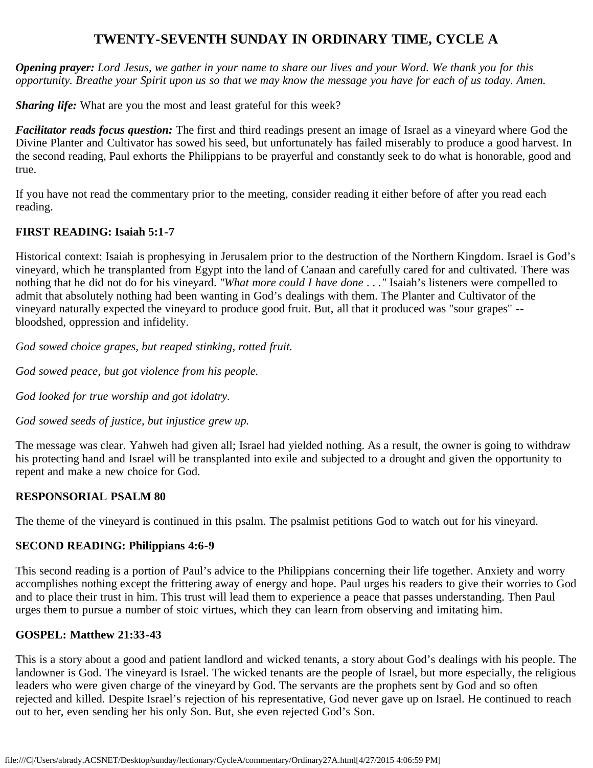# TWENTY-SEVENTH SUNDAY IN ORDINARY TIME, CYCLE A

***Opening prayer:*** *Lord Jesus, we gather in your name to share our lives and your Word. We thank you for this opportunity. Breathe your Spirit upon us so that we may know the message you have for each of us today. Amen.*

***Sharing life:*** What are you the most and least grateful for this week?

***Facilitator reads focus question:*** The first and third readings present an image of Israel as a vineyard where God the Divine Planter and Cultivator has sowed his seed, but unfortunately has failed miserably to produce a good harvest. In the second reading, Paul exhorts the Philippians to be prayerful and constantly seek to do what is honorable, good and true.

If you have not read the commentary prior to the meeting, consider reading it either before of after you read each reading.

### FIRST READING: Isaiah 5:1-7

Historical context: Isaiah is prophesying in Jerusalem prior to the destruction of the Northern Kingdom. Israel is God's vineyard, which he transplanted from Egypt into the land of Canaan and carefully cared for and cultivated. There was nothing that he did not do for his vineyard. *"What more could I have done . . ."* Isaiah's listeners were compelled to admit that absolutely nothing had been wanting in God's dealings with them. The Planter and Cultivator of the vineyard naturally expected the vineyard to produce good fruit. But, all that it produced was "sour grapes" -- bloodshed, oppression and infidelity.

*God sowed choice grapes, but reaped stinking, rotted fruit.*

*God sowed peace, but got violence from his people.*

*God looked for true worship and got idolatry.*

*God sowed seeds of justice, but injustice grew up.*

The message was clear. Yahweh had given all; Israel had yielded nothing. As a result, the owner is going to withdraw his protecting hand and Israel will be transplanted into exile and subjected to a drought and given the opportunity to repent and make a new choice for God.

### RESPONSORIAL PSALM 80

The theme of the vineyard is continued in this psalm. The psalmist petitions God to watch out for his vineyard.

### SECOND READING: Philippians 4:6-9

This second reading is a portion of Paul's advice to the Philippians concerning their life together. Anxiety and worry accomplishes nothing except the frittering away of energy and hope. Paul urges his readers to give their worries to God and to place their trust in him. This trust will lead them to experience a peace that passes understanding. Then Paul urges them to pursue a number of stoic virtues, which they can learn from observing and imitating him.

### GOSPEL: Matthew 21:33-43

This is a story about a good and patient landlord and wicked tenants, a story about God's dealings with his people. The landowner is God. The vineyard is Israel. The wicked tenants are the people of Israel, but more especially, the religious leaders who were given charge of the vineyard by God. The servants are the prophets sent by God and so often rejected and killed. Despite Israel's rejection of his representative, God never gave up on Israel. He continued to reach out to her, even sending her his only Son. But, she even rejected God's Son.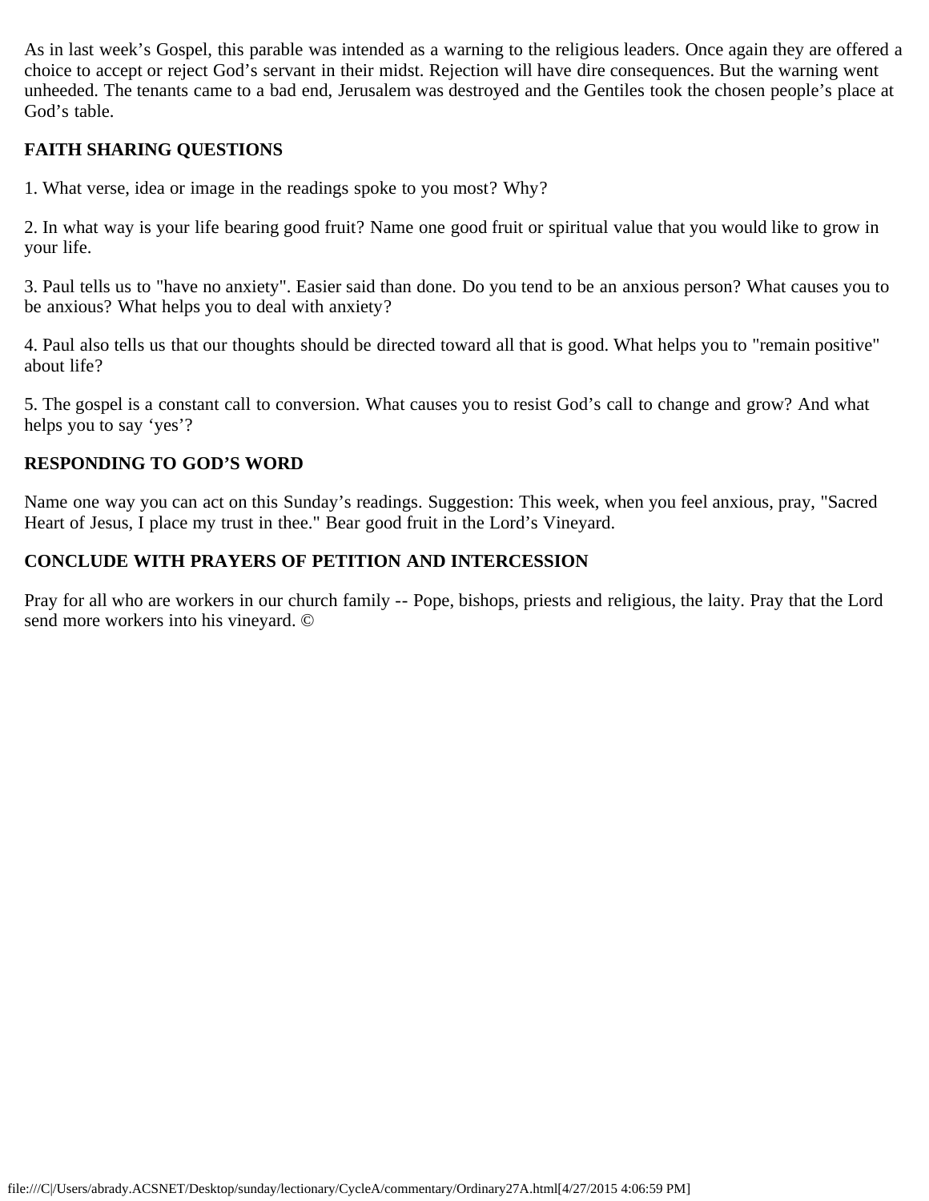As in last week’s Gospel, this parable was intended as a warning to the religious leaders. Once again they are offered a choice to accept or reject God’s servant in their midst. Rejection will have dire consequences. But the warning went unheeded. The tenants came to a bad end, Jerusalem was destroyed and the Gentiles took the chosen people’s place at God’s table.

**FAITH SHARING QUESTIONS**

1. What verse, idea or image in the readings spoke to you most? Why?

2. In what way is your life bearing good fruit? Name one good fruit or spiritual value that you would like to grow in your life.

3. Paul tells us to "have no anxiety". Easier said than done. Do you tend to be an anxious person? What causes you to be anxious? What helps you to deal with anxiety?

4. Paul also tells us that our thoughts should be directed toward all that is good. What helps you to "remain positive" about life?

5. The gospel is a constant call to conversion. What causes you to resist God’s call to change and grow? And what helps you to say ‘yes’?

**RESPONDING TO GOD’S WORD**

Name one way you can act on this Sunday’s readings. Suggestion: This week, when you feel anxious, pray, "Sacred Heart of Jesus, I place my trust in thee." Bear good fruit in the Lord’s Vineyard.

**CONCLUDE WITH PRAYERS OF PETITION AND INTERCESSION**

Pray for all who are workers in our church family -- Pope, bishops, priests and religious, the laity. Pray that the Lord send more workers into his vineyard. ©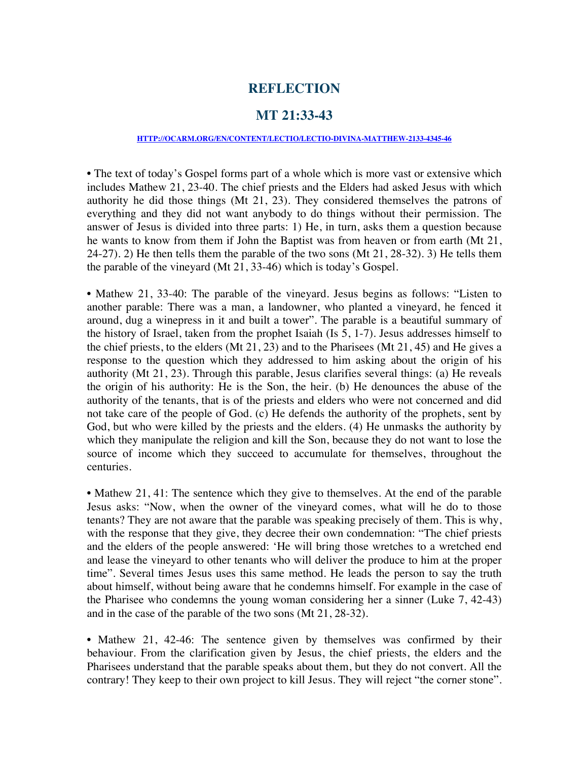# REFLECTION

# MT 21:33-43

[HTTP://OCARM.ORG/EN/CONTENT/LECTIO/LECTIO-DIVINA-MATTHEW-2133-4345-46](HTTP://OCARM.ORG/EN/CONTENT/LECTIO/LECTIO-DIVINA-MATTHEW-2133-4345-46)

• The text of today's Gospel forms part of a whole which is more vast or extensive which includes Mathew 21, 23-40. The chief priests and the Elders had asked Jesus with which authority he did those things (Mt 21, 23). They considered themselves the patrons of everything and they did not want anybody to do things without their permission. The answer of Jesus is divided into three parts: 1) He, in turn, asks them a question because he wants to know from them if John the Baptist was from heaven or from earth (Mt 21, 24-27). 2) He then tells them the parable of the two sons (Mt 21, 28-32). 3) He tells them the parable of the vineyard (Mt 21, 33-46) which is today's Gospel.

• Mathew 21, 33-40: The parable of the vineyard. Jesus begins as follows: "Listen to another parable: There was a man, a landowner, who planted a vineyard, he fenced it around, dug a winepress in it and built a tower". The parable is a beautiful summary of the history of Israel, taken from the prophet Isaiah (Is 5, 1-7). Jesus addresses himself to the chief priests, to the elders (Mt 21, 23) and to the Pharisees (Mt 21, 45) and He gives a response to the question which they addressed to him asking about the origin of his authority (Mt 21, 23). Through this parable, Jesus clarifies several things: (a) He reveals the origin of his authority: He is the Son, the heir. (b) He denounces the abuse of the authority of the tenants, that is of the priests and elders who were not concerned and did not take care of the people of God. (c) He defends the authority of the prophets, sent by God, but who were killed by the priests and the elders. (4) He unmasks the authority by which they manipulate the religion and kill the Son, because they do not want to lose the source of income which they succeed to accumulate for themselves, throughout the centuries.

• Mathew 21, 41: The sentence which they give to themselves. At the end of the parable Jesus asks: "Now, when the owner of the vineyard comes, what will he do to those tenants? They are not aware that the parable was speaking precisely of them. This is why, with the response that they give, they decree their own condemnation: "The chief priests and the elders of the people answered: 'He will bring those wretches to a wretched end and lease the vineyard to other tenants who will deliver the produce to him at the proper time". Several times Jesus uses this same method. He leads the person to say the truth about himself, without being aware that he condemns himself. For example in the case of the Pharisee who condemns the young woman considering her a sinner (Luke 7, 42-43) and in the case of the parable of the two sons (Mt 21, 28-32).

• Mathew 21, 42-46: The sentence given by themselves was confirmed by their behaviour. From the clarification given by Jesus, the chief priests, the elders and the Pharisees understand that the parable speaks about them, but they do not convert. All the contrary! They keep to their own project to kill Jesus. They will reject "the corner stone".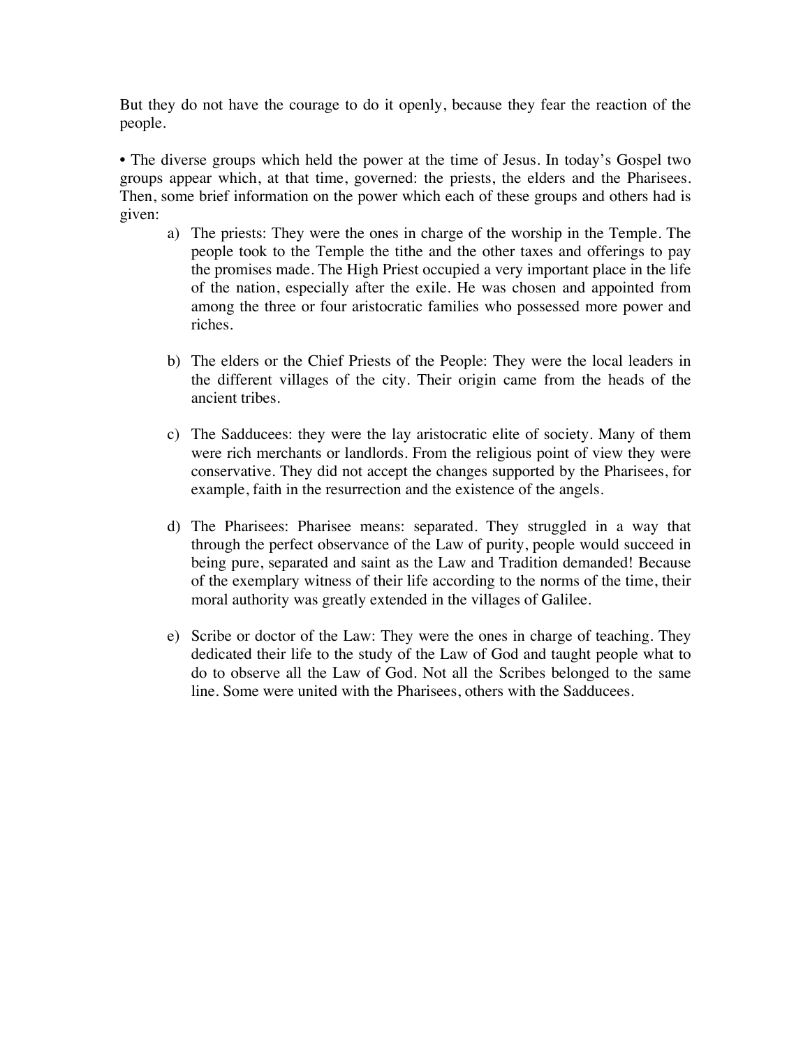But they do not have the courage to do it openly, because they fear the reaction of the people.

• The diverse groups which held the power at the time of Jesus. In today's Gospel two groups appear which, at that time, governed: the priests, the elders and the Pharisees. Then, some brief information on the power which each of these groups and others had is given:

a) The priests: They were the ones in charge of the worship in the Temple. The people took to the Temple the tithe and the other taxes and offerings to pay the promises made. The High Priest occupied a very important place in the life of the nation, especially after the exile. He was chosen and appointed from among the three or four aristocratic families who possessed more power and riches.

b) The elders or the Chief Priests of the People: They were the local leaders in the different villages of the city. Their origin came from the heads of the ancient tribes.

c) The Sadducees: they were the lay aristocratic elite of society. Many of them were rich merchants or landlords. From the religious point of view they were conservative. They did not accept the changes supported by the Pharisees, for example, faith in the resurrection and the existence of the angels.

d) The Pharisees: Pharisee means: separated. They struggled in a way that through the perfect observance of the Law of purity, people would succeed in being pure, separated and saint as the Law and Tradition demanded! Because of the exemplary witness of their life according to the norms of the time, their moral authority was greatly extended in the villages of Galilee.

e) Scribe or doctor of the Law: They were the ones in charge of teaching. They dedicated their life to the study of the Law of God and taught people what to do to observe all the Law of God. Not all the Scribes belonged to the same line. Some were united with the Pharisees, others with the Sadducees.